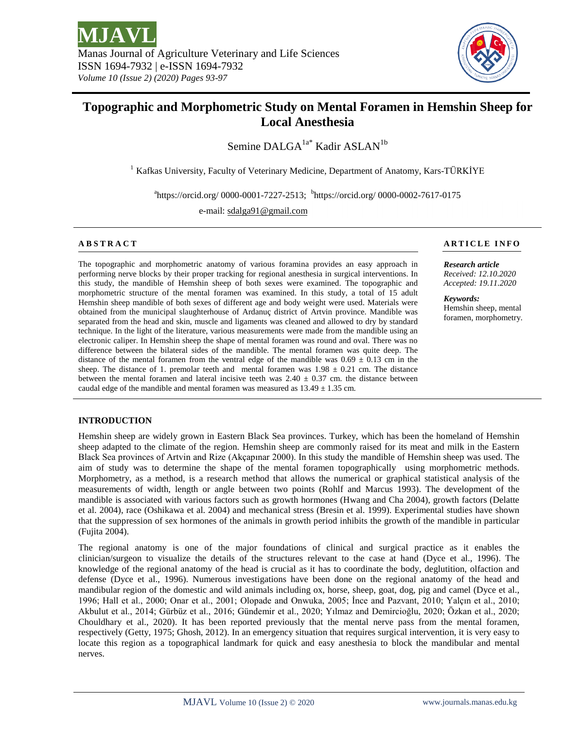# Topographic and Morphometric Study on Mental Foramen in Hemshin Sheep for Local Anesthesia

Semine DALGA[1a*] Kadir ASLAN[1b]

[1] Kafkas University, Faculty of Veterinary Medicine, Department of Anatomy, Kars-TÜRKİYE

[a]https://orcid.org/ 0000-0001-7227-2513; [b]https://orcid.org/ 0000-0002-7617-0175

e-mail: sdalga91@gmail.com

## ABSTRACT

The topographic and morphometric anatomy of various foramina provides an easy approach in performing nerve blocks by their proper tracking for regional anesthesia in surgical interventions. In this study, the mandible of Hemshin sheep of both sexes were examined. The topographic and morphometric structure of the mental foramen was examined. In this study, a total of 15 adult Hemshin sheep mandible of both sexes of different age and body weight were used. Materials were obtained from the municipal slaughterhouse of Ardanuç district of Artvin province. Mandible was separated from the head and skin, muscle and ligaments was cleaned and allowed to dry by standard technique. In the light of the literature, various measurements were made from the mandible using an electronic caliper. In Hemshin sheep the shape of mental foramen was round and oval. There was no difference between the bilateral sides of the mandible. The mental foramen was quite deep. The distance of the mental foramen from the ventral edge of the mandible was 0.69 ± 0.13 cm in the sheep. The distance of 1. premolar teeth and mental foramen was 1.98 ± 0.21 cm. The distance between the mental foramen and lateral incisive teeth was 2.40 ± 0.37 cm. the distance between caudal edge of the mandible and mental foramen was measured as 13.49 ± 1.35 cm.

## ARTICLE INFO

*Research article*
*Received: 12.10.2020*
*Accepted: 19.11.2020*

*Keywords:*
Hemshin sheep, mental foramen, morphometry.

## INTRODUCTION

Hemshin sheep are widely grown in Eastern Black Sea provinces. Turkey, which has been the homeland of Hemshin sheep adapted to the climate of the region. Hemshin sheep are commonly raised for its meat and milk in the Eastern Black Sea provinces of Artvin and Rize (Akçapınar 2000). In this study the mandible of Hemshin sheep was used. The aim of study was to determine the shape of the mental foramen topographically using morphometric methods. Morphometry, as a method, is a research method that allows the numerical or graphical statistical analysis of the measurements of width, length or angle between two points (Rohlf and Marcus 1993). The development of the mandible is associated with various factors such as growth hormones (Hwang and Cha 2004), growth factors (Delatte et al. 2004), race (Oshikawa et al. 2004) and mechanical stress (Bresin et al. 1999). Experimental studies have shown that the suppression of sex hormones of the animals in growth period inhibits the growth of the mandible in particular (Fujita 2004).

The regional anatomy is one of the major foundations of clinical and surgical practice as it enables the clinician/surgeon to visualize the details of the structures relevant to the case at hand (Dyce et al., 1996). The knowledge of the regional anatomy of the head is crucial as it has to coordinate the body, deglutition, olfaction and defense (Dyce et al., 1996). Numerous investigations have been done on the regional anatomy of the head and mandibular region of the domestic and wild animals including ox, horse, sheep, goat, dog, pig and camel (Dyce et al., 1996; Hall et al., 2000; Onar et al., 2001; Olopade and Onwuka, 2005; İnce and Pazvant, 2010; Yalçın et al., 2010; Akbulut et al., 2014; Gürbüz et al., 2016; Gündemir et al., 2020; Yılmaz and Demircioğlu, 2020; Özkan et al., 2020; Chouldhary et al., 2020). It has been reported previously that the mental nerve pass from the mental foramen, respectively (Getty, 1975; Ghosh, 2012). In an emergency situation that requires surgical intervention, it is very easy to locate this region as a topographical landmark for quick and easy anesthesia to block the mandibular and mental nerves.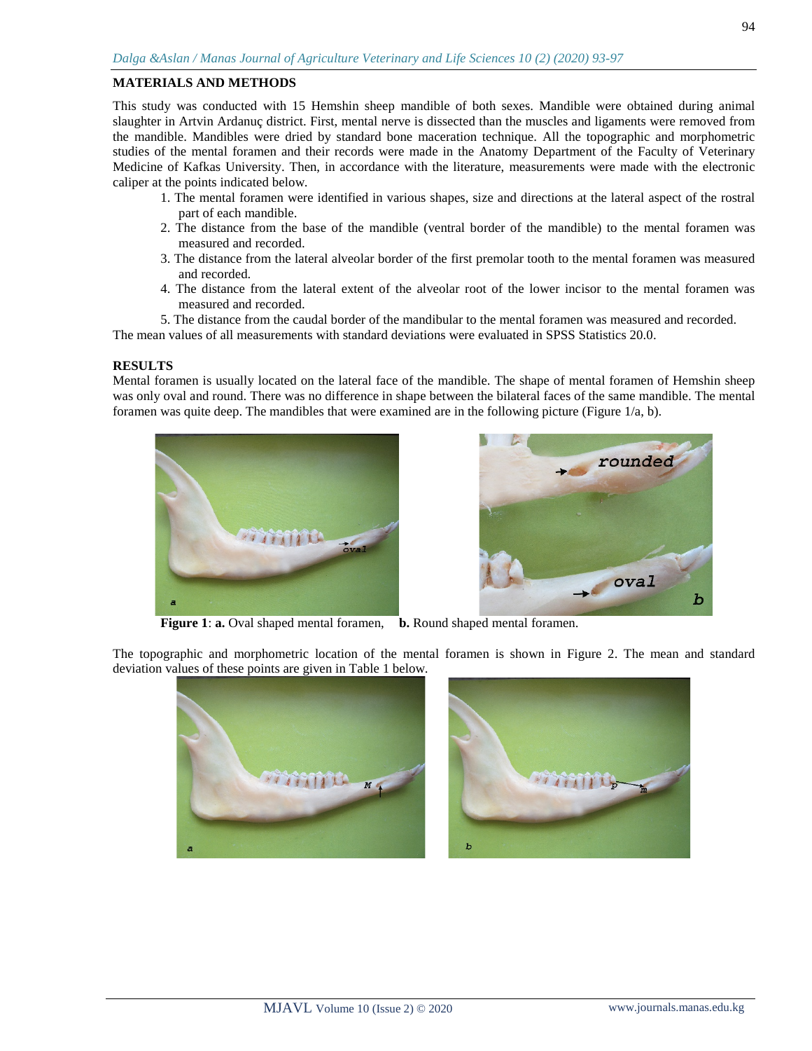## MATERIALS AND METHODS

This study was conducted with 15 Hemshin sheep mandible of both sexes. Mandible were obtained during animal slaughter in Artvin Ardanuç district. First, mental nerve is dissected than the muscles and ligaments were removed from the mandible. Mandibles were dried by standard bone maceration technique. All the topographic and morphometric studies of the mental foramen and their records were made in the Anatomy Department of the Faculty of Veterinary Medicine of Kafkas University. Then, in accordance with the literature, measurements were made with the electronic caliper at the points indicated below.

1. The mental foramen were identified in various shapes, size and directions at the lateral aspect of the rostral part of each mandible.
2. The distance from the base of the mandible (ventral border of the mandible) to the mental foramen was measured and recorded.
3. The distance from the lateral alveolar border of the first premolar tooth to the mental foramen was measured and recorded.
4. The distance from the lateral extent of the alveolar root of the lower incisor to the mental foramen was measured and recorded.
5. The distance from the caudal border of the mandibular to the mental foramen was measured and recorded.

The mean values of all measurements with standard deviations were evaluated in SPSS Statistics 20.0.

## RESULTS

Mental foramen is usually located on the lateral face of the mandible. The shape of mental foramen of Hemshin sheep was only oval and round. There was no difference in shape between the bilateral faces of the same mandible. The mental foramen was quite deep. The mandibles that were examined are in the following picture (Figure 1/a, b).

**Figure 1**: **a.** Oval shaped mental foramen, **b.** Round shaped mental foramen.

The topographic and morphometric location of the mental foramen is shown in Figure 2. The mean and standard deviation values of these points are given in Table 1 below.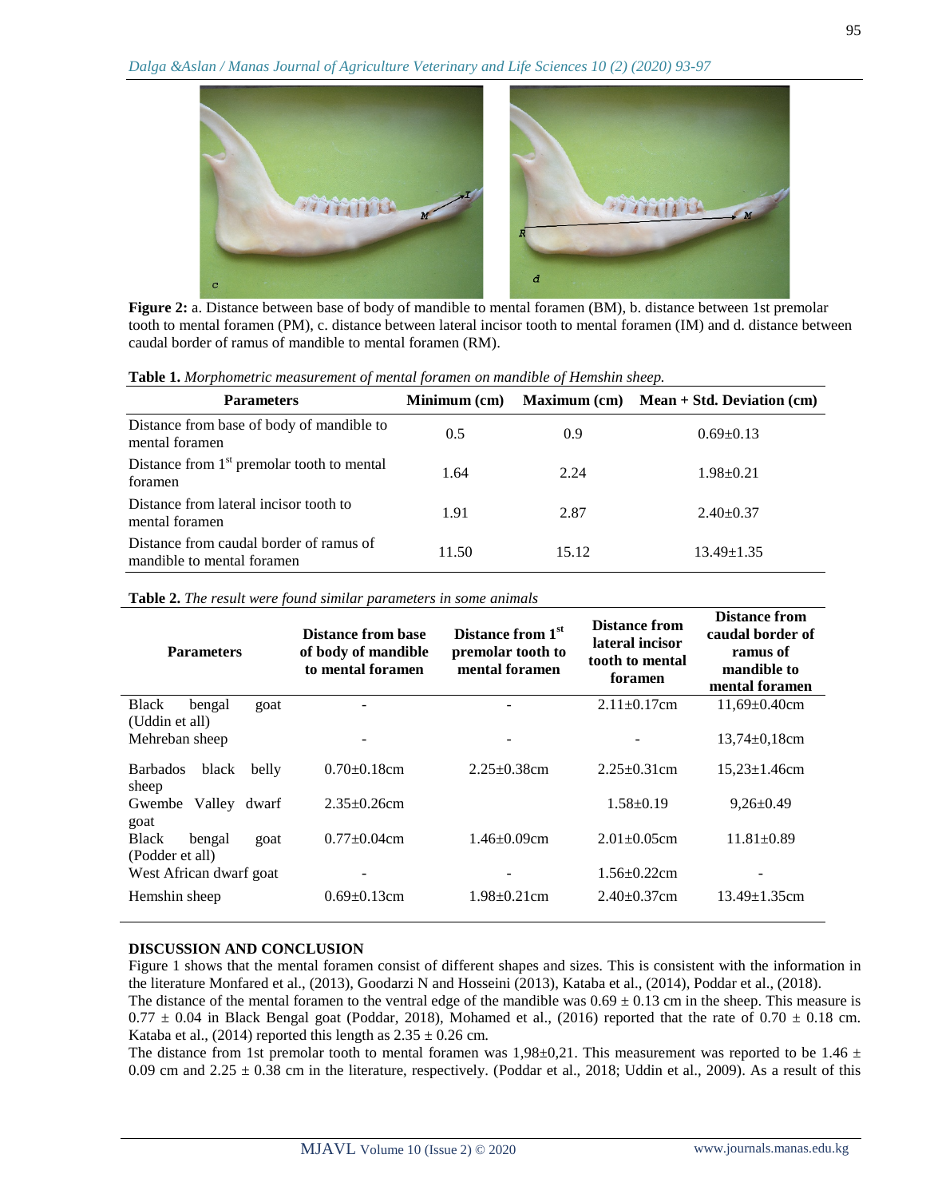**Figure 2:** a. Distance between base of body of mandible to mental foramen (BM), b. distance between 1st premolar tooth to mental foramen (PM), c. distance between lateral incisor tooth to mental foramen (IM) and d. distance between caudal border of ramus of mandible to mental foramen (RM).

**Table 1.** *Morphometric measurement of mental foramen on mandible of Hemshin sheep.*

| Parameters | Minimum (cm) | Maximum (cm) | Mean + Std. Deviation (cm) |
|---|---|---|---|
| Distance from base of body of mandible to mental foramen | 0.5 | 0.9 | 0.69±0.13 |
| Distance from 1st premolar tooth to mental foramen | 1.64 | 2.24 | 1.98±0.21 |
| Distance from lateral incisor tooth to mental foramen | 1.91 | 2.87 | 2.40±0.37 |
| Distance from caudal border of ramus of mandible to mental foramen | 11.50 | 15.12 | 13.49±1.35 |

**Table 2.** *The result were found similar parameters in some animals*

| Parameters | Distance from base of body of mandible to mental foramen | Distance from 1st premolar tooth to mental foramen | Distance from lateral incisor tooth to mental foramen | Distance from caudal border of ramus of mandible to mental foramen |
|---|---|---|---|---|
| Black bengal goat (Uddin et all) | - | - | 2.11±0.17cm | 11,69±0.40cm |
| Mehreban sheep | - | - | - | 13,74±0,18cm |
| Barbados black belly sheep | 0.70±0.18cm | 2.25±0.38cm | 2.25±0.31cm | 15,23±1.46cm |
| Gwembe Valley dwarf goat | 2.35±0.26cm | | 1.58±0.19 | 9,26±0.49 |
| Black bengal goat (Podder et all) | 0.77±0.04cm | 1.46±0.09cm | 2.01±0.05cm | 11.81±0.89 |
| West African dwarf goat | - | - | 1.56±0.22cm | - |
| Hemshin sheep | 0.69±0.13cm | 1.98±0.21cm | 2.40±0.37cm | 13.49±1.35cm |

## DISCUSSION AND CONCLUSION

Figure 1 shows that the mental foramen consist of different shapes and sizes. This is consistent with the information in the literature Monfared et al., (2013), Goodarzi N and Hosseini (2013), Kataba et al., (2014), Poddar et al., (2018).

The distance of the mental foramen to the ventral edge of the mandible was 0.69 ± 0.13 cm in the sheep. This measure is 0.77 ± 0.04 in Black Bengal goat (Poddar, 2018), Mohamed et al., (2016) reported that the rate of 0.70 ± 0.18 cm. Kataba et al., (2014) reported this length as 2.35 ± 0.26 cm.

The distance from 1st premolar tooth to mental foramen was 1,98±0,21. This measurement was reported to be 1.46 ± 0.09 cm and 2.25 ± 0.38 cm in the literature, respectively. (Poddar et al., 2018; Uddin et al., 2009). As a result of this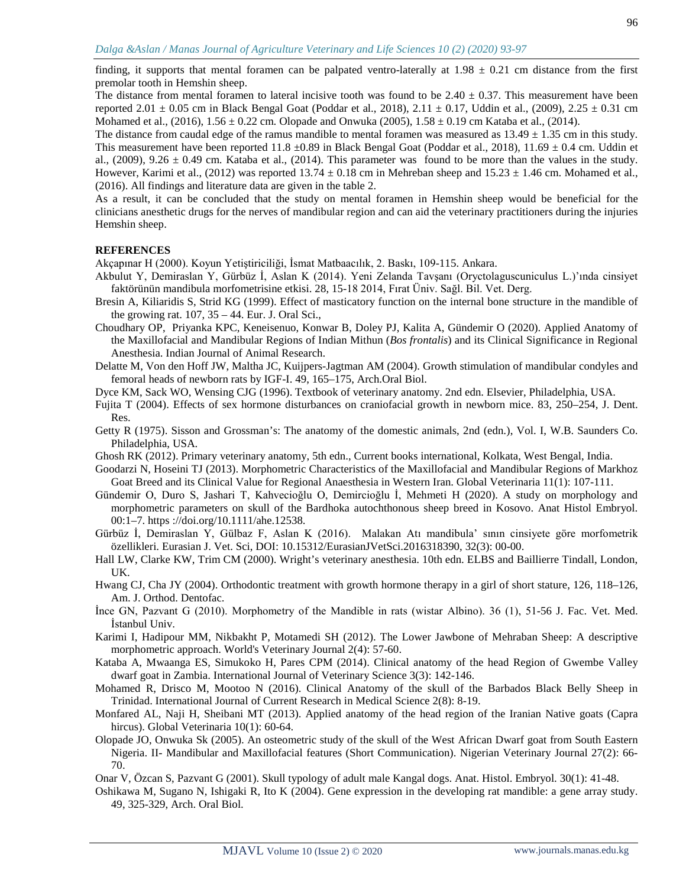finding, it supports that mental foramen can be palpated ventro-laterally at 1.98 ± 0.21 cm distance from the first premolar tooth in Hemshin sheep.

The distance from mental foramen to lateral incisive tooth was found to be 2.40 ± 0.37. This measurement have been reported 2.01 ± 0.05 cm in Black Bengal Goat (Poddar et al., 2018), 2.11 ± 0.17, Uddin et al., (2009), 2.25 ± 0.31 cm Mohamed et al., (2016), 1.56 ± 0.22 cm. Olopade and Onwuka (2005), 1.58 ± 0.19 cm Kataba et al., (2014).

The distance from caudal edge of the ramus mandible to mental foramen was measured as 13.49 ± 1.35 cm in this study. This measurement have been reported 11.8 ±0.89 in Black Bengal Goat (Poddar et al., 2018), 11.69 ± 0.4 cm. Uddin et al., (2009), 9.26 ± 0.49 cm. Kataba et al., (2014). This parameter was found to be more than the values in the study. However, Karimi et al., (2012) was reported 13.74 ± 0.18 cm in Mehreban sheep and 15.23 ± 1.46 cm. Mohamed et al., (2016). All findings and literature data are given in the table 2.

As a result, it can be concluded that the study on mental foramen in Hemshin sheep would be beneficial for the clinicians anesthetic drugs for the nerves of mandibular region and can aid the veterinary practitioners during the injuries Hemshin sheep.

## REFERENCES

Akçapınar H (2000). Koyun Yetiştiriciliği, İsmat Matbaacılık, 2. Baskı, 109-115. Ankara.

Akbulut Y, Demiraslan Y, Gürbüz İ, Aslan K (2014). Yeni Zelanda Tavşanı (Oryctolaguscuniculus L.)'ında cinsiyet faktörünün mandibula morfometrisine etkisi. 28, 15-18 2014, Fırat Üniv. Sağl. Bil. Vet. Derg.

Bresin A, Kiliaridis S, Strid KG (1999). Effect of masticatory function on the internal bone structure in the mandible of the growing rat. 107, 35 – 44. Eur. J. Oral Sci.,

Choudhary OP, Priyanka KPC, Keneisenuo, Konwar B, Doley PJ, Kalita A, Gündemir O (2020). Applied Anatomy of the Maxillofacial and Mandibular Regions of Indian Mithun (*Bos frontalis*) and its Clinical Significance in Regional Anesthesia. Indian Journal of Animal Research.

Delatte M, Von den Hoff JW, Maltha JC, Kuijpers-Jagtman AM (2004). Growth stimulation of mandibular condyles and femoral heads of newborn rats by IGF-I. 49, 165–175, Arch.Oral Biol.

Dyce KM, Sack WO, Wensing CJG (1996). Textbook of veterinary anatomy. 2nd edn. Elsevier, Philadelphia, USA.

Fujita T (2004). Effects of sex hormone disturbances on craniofacial growth in newborn mice. 83, 250–254, J. Dent. Res.

Getty R (1975). Sisson and Grossman's: The anatomy of the domestic animals, 2nd (edn.), Vol. I, W.B. Saunders Co. Philadelphia, USA.

Ghosh RK (2012). Primary veterinary anatomy, 5th edn., Current books international, Kolkata, West Bengal, India.

Goodarzi N, Hoseini TJ (2013). Morphometric Characteristics of the Maxillofacial and Mandibular Regions of Markhoz Goat Breed and its Clinical Value for Regional Anaesthesia in Western Iran. Global Veterinaria 11(1): 107-111.

Gündemir O, Duro S, Jashari T, Kahvecioğlu O, Demircioğlu İ, Mehmeti H (2020). A study on morphology and morphometric parameters on skull of the Bardhoka autochthonous sheep breed in Kosovo. Anat Histol Embryol. 00:1–7. https ://doi.org/10.1111/ahe.12538.

Gürbüz İ, Demiraslan Y, Gülbaz F, Aslan K (2016). Malakan Atı mandibula' sının cinsiyete göre morfometrik özellikleri. Eurasian J. Vet. Sci, DOI: 10.15312/EurasianJVetSci.2016318390, 32(3): 00-00.

Hall LW, Clarke KW, Trim CM (2000). Wright's veterinary anesthesia. 10th edn. ELBS and Baillierre Tindall, London, UK.

Hwang CJ, Cha JY (2004). Orthodontic treatment with growth hormone therapy in a girl of short stature, 126, 118–126, Am. J. Orthod. Dentofac.

İnce GN, Pazvant G (2010). Morphometry of the Mandible in rats (wistar Albino). 36 (1), 51-56 J. Fac. Vet. Med. İstanbul Univ.

Karimi I, Hadipour MM, Nikbakht P, Motamedi SH (2012). The Lower Jawbone of Mehraban Sheep: A descriptive morphometric approach. World's Veterinary Journal 2(4): 57-60.

Kataba A, Mwaanga ES, Simukoko H, Pares CPM (2014). Clinical anatomy of the head Region of Gwembe Valley dwarf goat in Zambia. International Journal of Veterinary Science 3(3): 142-146.

Mohamed R, Drisco M, Mootoo N (2016). Clinical Anatomy of the skull of the Barbados Black Belly Sheep in Trinidad. International Journal of Current Research in Medical Science 2(8): 8-19.

Monfared AL, Naji H, Sheibani MT (2013). Applied anatomy of the head region of the Iranian Native goats (Capra hircus). Global Veterinaria 10(1): 60-64.

Olopade JO, Onwuka Sk (2005). An osteometric study of the skull of the West African Dwarf goat from South Eastern Nigeria. II- Mandibular and Maxillofacial features (Short Communication). Nigerian Veterinary Journal 27(2): 66-70.

Onar V, Özcan S, Pazvant G (2001). Skull typology of adult male Kangal dogs. Anat. Histol. Embryol. 30(1): 41-48.

Oshikawa M, Sugano N, Ishigaki R, Ito K (2004). Gene expression in the developing rat mandible: a gene array study. 49, 325-329, Arch. Oral Biol.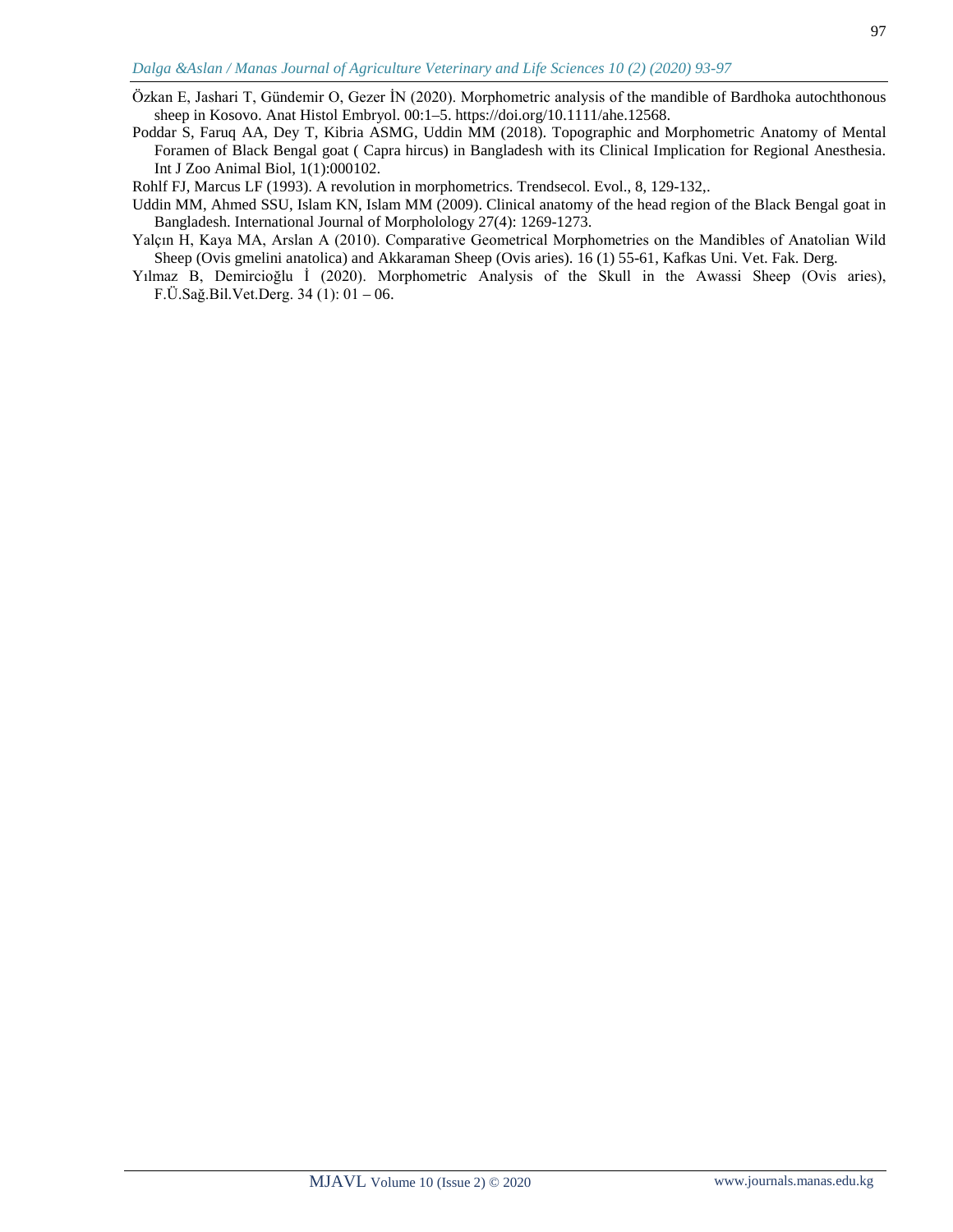Özkan E, Jashari T, Gündemir O, Gezer İN (2020). Morphometric analysis of the mandible of Bardhoka autochthonous sheep in Kosovo. Anat Histol Embryol. 00:1–5. https://doi.org/10.1111/ahe.12568.

Poddar S, Faruq AA, Dey T, Kibria ASMG, Uddin MM (2018). Topographic and Morphometric Anatomy of Mental Foramen of Black Bengal goat ( Capra hircus) in Bangladesh with its Clinical Implication for Regional Anesthesia. Int J Zoo Animal Biol, 1(1):000102.

Rohlf FJ, Marcus LF (1993). A revolution in morphometrics. Trendsecol. Evol., 8, 129-132,.

Uddin MM, Ahmed SSU, Islam KN, Islam MM (2009). Clinical anatomy of the head region of the Black Bengal goat in Bangladesh. International Journal of Morphololgy 27(4): 1269-1273.

Yalçın H, Kaya MA, Arslan A (2010). Comparative Geometrical Morphometries on the Mandibles of Anatolian Wild Sheep (Ovis gmelini anatolica) and Akkaraman Sheep (Ovis aries). 16 (1) 55-61, Kafkas Uni. Vet. Fak. Derg.

Yılmaz B, Demircioğlu İ (2020). Morphometric Analysis of the Skull in the Awassi Sheep (Ovis aries), F.Ü.Sağ.Bil.Vet.Derg. 34 (1): 01 – 06.